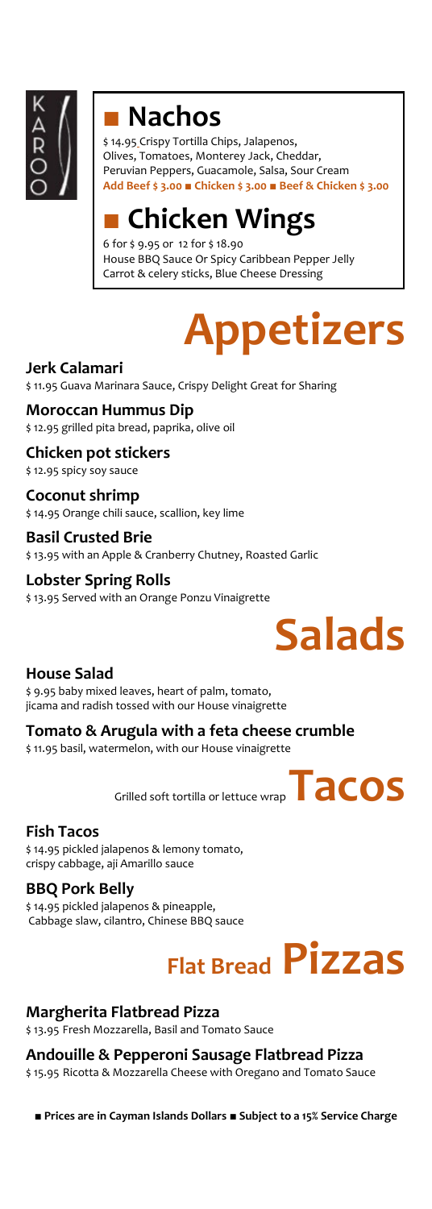KAROO

## ■ Nachos

$ 14.95 Crispy Tortilla Chips, Jalapenos, Olives, Tomatoes, Monterey Jack, Cheddar, Peruvian Peppers, Guacamole, Salsa, Sour Cream
**Add Beef $ 3.00 ■ Chicken $ 3.00 ■ Beef & Chicken $ 3.00**

## ■ Chicken Wings

6 for $ 9.95 or 12 for $ 18.90
House BBQ Sauce Or Spicy Caribbean Pepper Jelly
Carrot & celery sticks, Blue Cheese Dressing

# Appetizers

### Jerk Calamari

$ 11.95 Guava Marinara Sauce, Crispy Delight Great for Sharing

### Moroccan Hummus Dip

$ 12.95 grilled pita bread, paprika, olive oil

### Chicken pot stickers

$ 12.95 spicy soy sauce

### Coconut shrimp

$ 14.95 Orange chili sauce, scallion, key lime

### Basil Crusted Brie

$ 13.95 with an Apple & Cranberry Chutney, Roasted Garlic

### Lobster Spring Rolls

$ 13.95 Served with an Orange Ponzu Vinaigrette

# Salads

### House Salad

$ 9.95 baby mixed leaves, heart of palm, tomato, jicama and radish tossed with our House vinaigrette

### Tomato & Arugula with a feta cheese crumble

$ 11.95 basil, watermelon, with our House vinaigrette

# Tacos

Grilled soft tortilla or lettuce wrap

### Fish Tacos

$ 14.95 pickled jalapenos & lemony tomato, crispy cabbage, aji Amarillo sauce

### BBQ Pork Belly

$ 14.95 pickled jalapenos & pineapple, Cabbage slaw, cilantro, Chinese BBQ sauce

# Flat Bread Pizzas

### Margherita Flatbread Pizza

$ 13.95 Fresh Mozzarella, Basil and Tomato Sauce

### Andouille & Pepperoni Sausage Flatbread Pizza

$ 15.95 Ricotta & Mozzarella Cheese with Oregano and Tomato Sauce

**■ Prices are in Cayman Islands Dollars ■ Subject to a 15% Service Charge**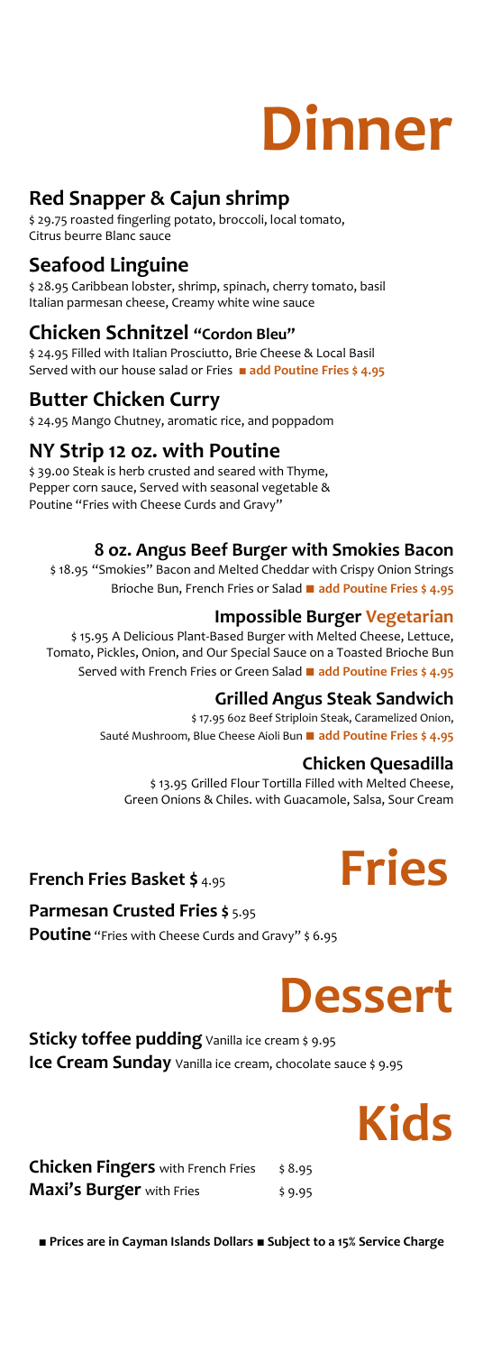# Dinner

## Red Snapper & Cajun shrimp

$ 29.75 roasted fingerling potato, broccoli, local tomato, Citrus beurre Blanc sauce

## Seafood Linguine

$ 28.95 Caribbean lobster, shrimp, spinach, cherry tomato, basil Italian parmesan cheese, Creamy white wine sauce

## Chicken Schnitzel "Cordon Bleu"

$ 24.95 Filled with Italian Prosciutto, Brie Cheese & Local Basil Served with our house salad or Fries ■ **add Poutine Fries $ 4.95**

## Butter Chicken Curry

$ 24.95 Mango Chutney, aromatic rice, and poppadom

## NY Strip 12 oz. with Poutine

$ 39.00 Steak is herb crusted and seared with Thyme, Pepper corn sauce, Served with seasonal vegetable & Poutine "Fries with Cheese Curds and Gravy"

### 8 oz. Angus Beef Burger with Smokies Bacon

$ 18.95 "Smokies" Bacon and Melted Cheddar with Crispy Onion Strings Brioche Bun, French Fries or Salad ■ **add Poutine Fries $ 4.95**

### Impossible Burger Vegetarian

$ 15.95 A Delicious Plant-Based Burger with Melted Cheese, Lettuce, Tomato, Pickles, Onion, and Our Special Sauce on a Toasted Brioche Bun Served with French Fries or Green Salad ■ **add Poutine Fries $ 4.95**

### Grilled Angus Steak Sandwich

$ 17.95 6oz Beef Striploin Steak, Caramelized Onion, Sauté Mushroom, Blue Cheese Aioli Bun ■ **add Poutine Fries $ 4.95**

### Chicken Quesadilla

$ 13.95 Grilled Flour Tortilla Filled with Melted Cheese, Green Onions & Chiles. with Guacamole, Salsa, Sour Cream

# Fries

**French Fries Basket $** 4.95

**Parmesan Crusted Fries $** 5.95

**Poutine** "Fries with Cheese Curds and Gravy" $ 6.95

# Dessert

**Sticky toffee pudding** Vanilla ice cream $ 9.95

**Ice Cream Sunday** Vanilla ice cream, chocolate sauce $ 9.95

# Kids

| | |
|---|---|
| **Chicken Fingers** with French Fries | $ 8.95 |
| **Maxi's Burger** with Fries | $ 9.95 |

■ **Prices are in Cayman Islands Dollars** ■ **Subject to a 15% Service Charge**